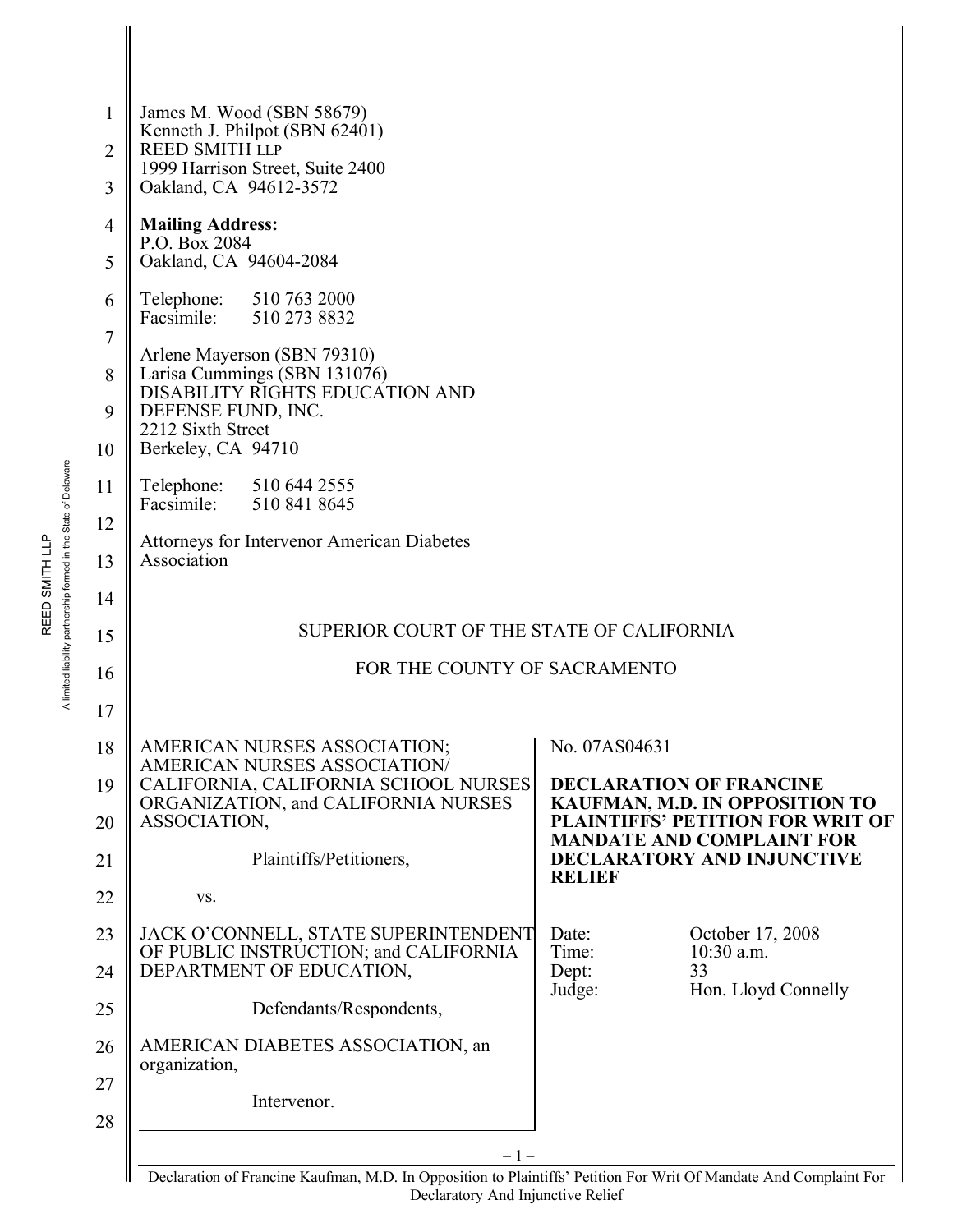James M. Wood (SBN 58679)
Kenneth J. Philpot (SBN 62401)
REED SMITH LLP
1999 Harrison Street, Suite 2400
Oakland, CA 94612-3572

**Mailing Address:**
P.O. Box 2084
Oakland, CA 94604-2084

Telephone: 510 763 2000
Facsimile: 510 273 8832

Arlene Mayerson (SBN 79310)
Larisa Cummings (SBN 131076)
DISABILITY RIGHTS EDUCATION AND DEFENSE FUND, INC.
2212 Sixth Street
Berkeley, CA 94710

Telephone: 510 644 2555
Facsimile: 510 841 8645

Attorneys for Intervenor American Diabetes Association

SUPERIOR COURT OF THE STATE OF CALIFORNIA

FOR THE COUNTY OF SACRAMENTO

AMERICAN NURSES ASSOCIATION; AMERICAN NURSES ASSOCIATION/ CALIFORNIA, CALIFORNIA SCHOOL NURSES ORGANIZATION, and CALIFORNIA NURSES ASSOCIATION,

Plaintiffs/Petitioners,

vs.

JACK O'CONNELL, STATE SUPERINTENDENT OF PUBLIC INSTRUCTION; and CALIFORNIA DEPARTMENT OF EDUCATION,

Defendants/Respondents,

AMERICAN DIABETES ASSOCIATION, an organization,

Intervenor.

No. 07AS04631

**DECLARATION OF FRANCINE KAUFMAN, M.D. IN OPPOSITION TO PLAINTIFFS' PETITION FOR WRIT OF MANDATE AND COMPLAINT FOR DECLARATORY AND INJUNCTIVE RELIEF**

Date: October 17, 2008
Time: 10:30 a.m.
Dept: 33
Judge: Hon. Lloyd Connelly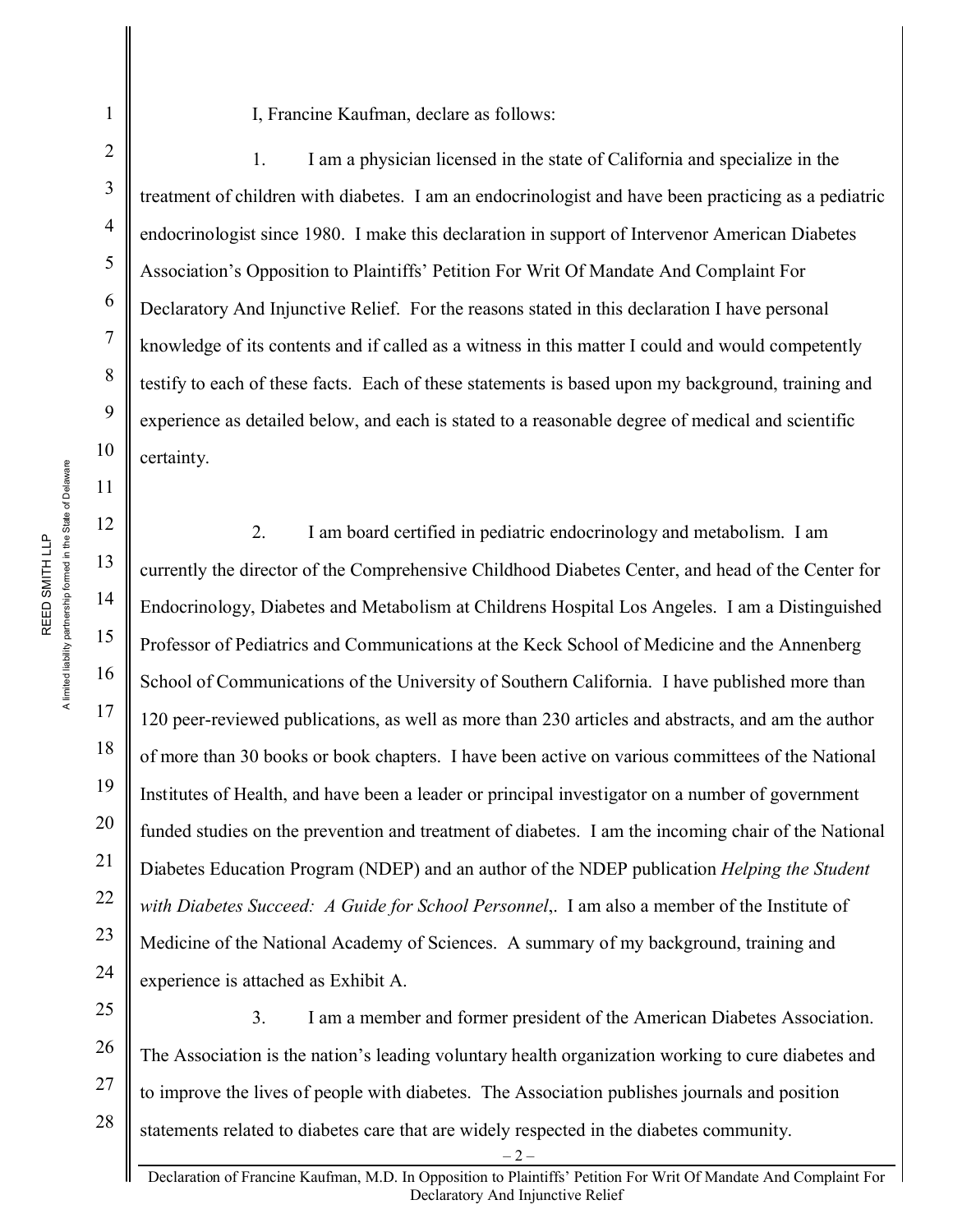I, Francine Kaufman, declare as follows:

1. I am a physician licensed in the state of California and specialize in the treatment of children with diabetes. I am an endocrinologist and have been practicing as a pediatric endocrinologist since 1980. I make this declaration in support of Intervenor American Diabetes Association's Opposition to Plaintiffs' Petition For Writ Of Mandate And Complaint For Declaratory And Injunctive Relief. For the reasons stated in this declaration I have personal knowledge of its contents and if called as a witness in this matter I could and would competently testify to each of these facts. Each of these statements is based upon my background, training and experience as detailed below, and each is stated to a reasonable degree of medical and scientific certainty.

2. I am board certified in pediatric endocrinology and metabolism. I am currently the director of the Comprehensive Childhood Diabetes Center, and head of the Center for Endocrinology, Diabetes and Metabolism at Childrens Hospital Los Angeles. I am a Distinguished Professor of Pediatrics and Communications at the Keck School of Medicine and the Annenberg School of Communications of the University of Southern California. I have published more than 120 peer-reviewed publications, as well as more than 230 articles and abstracts, and am the author of more than 30 books or book chapters. I have been active on various committees of the National Institutes of Health, and have been a leader or principal investigator on a number of government funded studies on the prevention and treatment of diabetes. I am the incoming chair of the National Diabetes Education Program (NDEP) and an author of the NDEP publication *Helping the Student with Diabetes Succeed: A Guide for School Personnel*,. I am also a member of the Institute of Medicine of the National Academy of Sciences. A summary of my background, training and experience is attached as Exhibit A.

3. I am a member and former president of the American Diabetes Association. The Association is the nation's leading voluntary health organization working to cure diabetes and to improve the lives of people with diabetes. The Association publishes journals and position statements related to diabetes care that are widely respected in the diabetes community.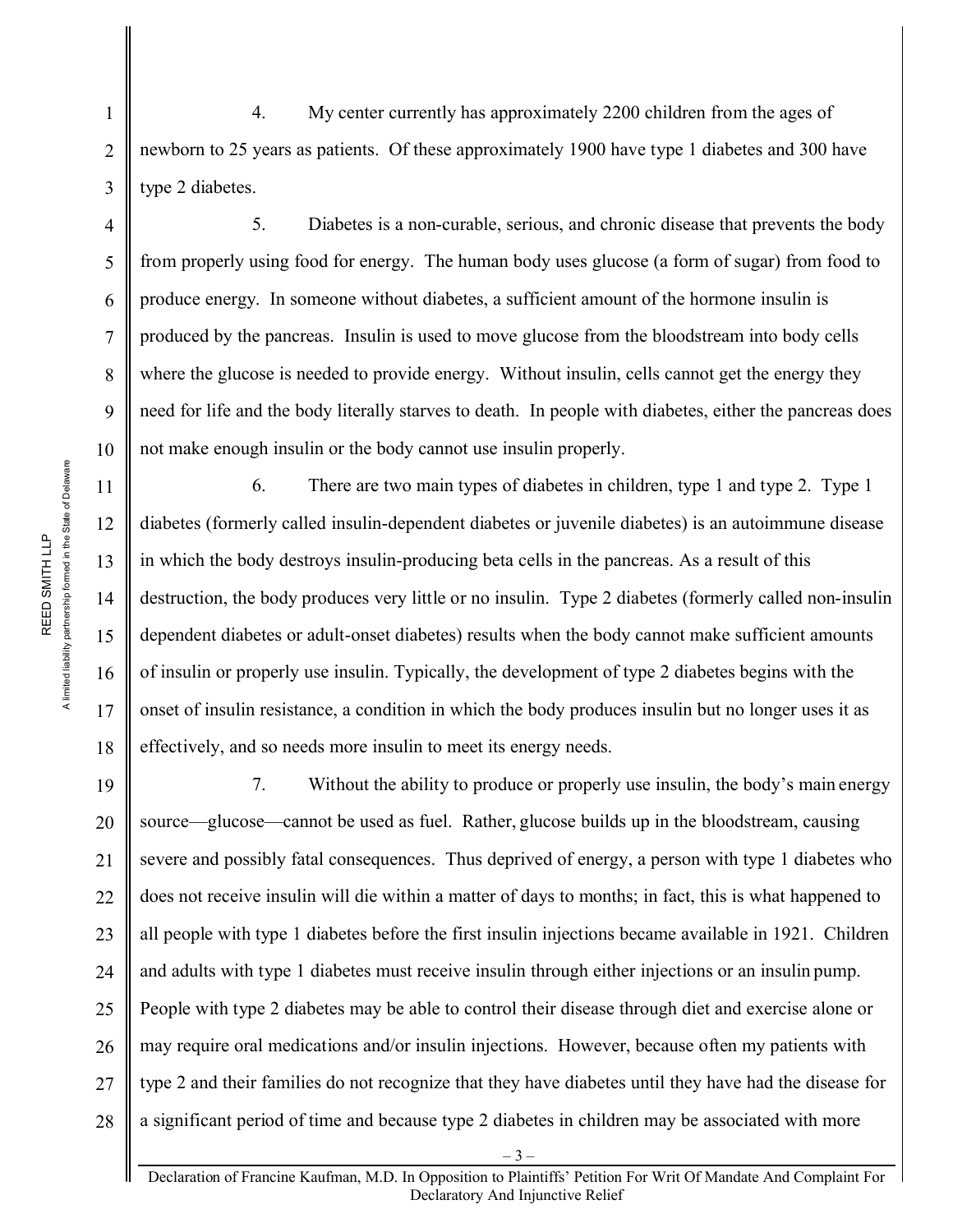4. My center currently has approximately 2200 children from the ages of newborn to 25 years as patients. Of these approximately 1900 have type 1 diabetes and 300 have type 2 diabetes.

5. Diabetes is a non-curable, serious, and chronic disease that prevents the body from properly using food for energy. The human body uses glucose (a form of sugar) from food to produce energy. In someone without diabetes, a sufficient amount of the hormone insulin is produced by the pancreas. Insulin is used to move glucose from the bloodstream into body cells where the glucose is needed to provide energy. Without insulin, cells cannot get the energy they need for life and the body literally starves to death. In people with diabetes, either the pancreas does not make enough insulin or the body cannot use insulin properly.

6. There are two main types of diabetes in children, type 1 and type 2. Type 1 diabetes (formerly called insulin-dependent diabetes or juvenile diabetes) is an autoimmune disease in which the body destroys insulin-producing beta cells in the pancreas. As a result of this destruction, the body produces very little or no insulin. Type 2 diabetes (formerly called non-insulin dependent diabetes or adult-onset diabetes) results when the body cannot make sufficient amounts of insulin or properly use insulin. Typically, the development of type 2 diabetes begins with the onset of insulin resistance, a condition in which the body produces insulin but no longer uses it as effectively, and so needs more insulin to meet its energy needs.

7. Without the ability to produce or properly use insulin, the body's main energy source—glucose—cannot be used as fuel. Rather, glucose builds up in the bloodstream, causing severe and possibly fatal consequences. Thus deprived of energy, a person with type 1 diabetes who does not receive insulin will die within a matter of days to months; in fact, this is what happened to all people with type 1 diabetes before the first insulin injections became available in 1921. Children and adults with type 1 diabetes must receive insulin through either injections or an insulin pump. People with type 2 diabetes may be able to control their disease through diet and exercise alone or may require oral medications and/or insulin injections. However, because often my patients with type 2 and their families do not recognize that they have diabetes until they have had the disease for a significant period of time and because type 2 diabetes in children may be associated with more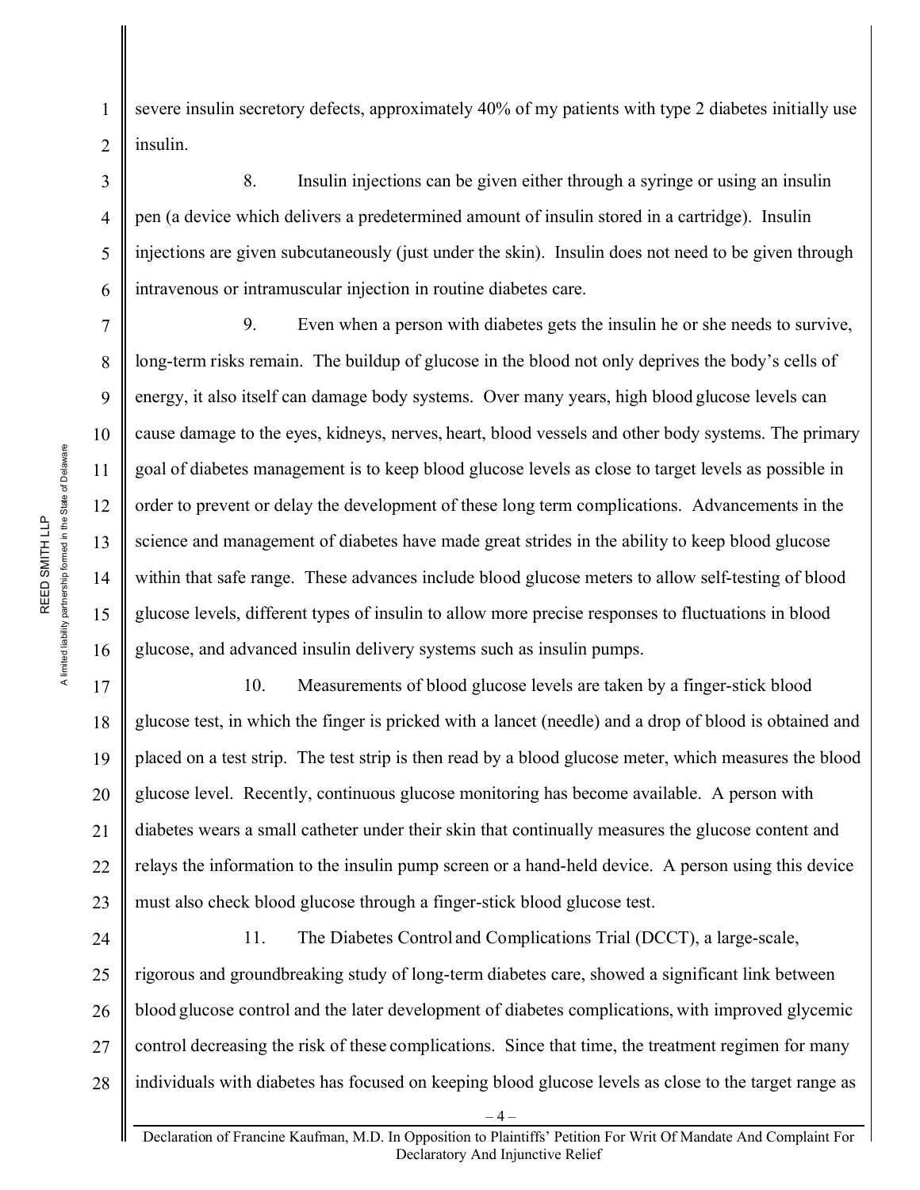severe insulin secretory defects, approximately 40% of my patients with type 2 diabetes initially use insulin.

8. Insulin injections can be given either through a syringe or using an insulin pen (a device which delivers a predetermined amount of insulin stored in a cartridge). Insulin injections are given subcutaneously (just under the skin). Insulin does not need to be given through intravenous or intramuscular injection in routine diabetes care.

9. Even when a person with diabetes gets the insulin he or she needs to survive, long-term risks remain. The buildup of glucose in the blood not only deprives the body's cells of energy, it also itself can damage body systems. Over many years, high blood glucose levels can cause damage to the eyes, kidneys, nerves, heart, blood vessels and other body systems. The primary goal of diabetes management is to keep blood glucose levels as close to target levels as possible in order to prevent or delay the development of these long term complications. Advancements in the science and management of diabetes have made great strides in the ability to keep blood glucose within that safe range. These advances include blood glucose meters to allow self-testing of blood glucose levels, different types of insulin to allow more precise responses to fluctuations in blood glucose, and advanced insulin delivery systems such as insulin pumps.

10. Measurements of blood glucose levels are taken by a finger-stick blood glucose test, in which the finger is pricked with a lancet (needle) and a drop of blood is obtained and placed on a test strip. The test strip is then read by a blood glucose meter, which measures the blood glucose level. Recently, continuous glucose monitoring has become available. A person with diabetes wears a small catheter under their skin that continually measures the glucose content and relays the information to the insulin pump screen or a hand-held device. A person using this device must also check blood glucose through a finger-stick blood glucose test.

11. The Diabetes Control and Complications Trial (DCCT), a large-scale, rigorous and groundbreaking study of long-term diabetes care, showed a significant link between blood glucose control and the later development of diabetes complications, with improved glycemic control decreasing the risk of these complications. Since that time, the treatment regimen for many individuals with diabetes has focused on keeping blood glucose levels as close to the target range as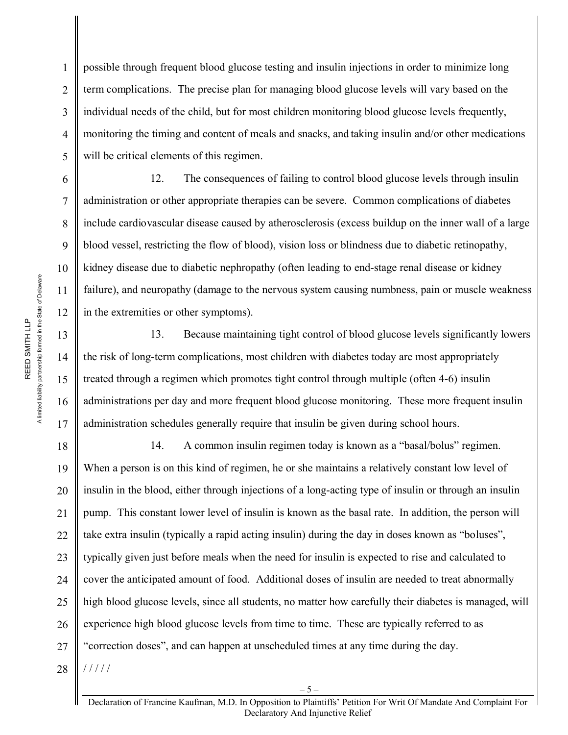possible through frequent blood glucose testing and insulin injections in order to minimize long term complications. The precise plan for managing blood glucose levels will vary based on the individual needs of the child, but for most children monitoring blood glucose levels frequently, monitoring the timing and content of meals and snacks, and taking insulin and/or other medications will be critical elements of this regimen.

12. The consequences of failing to control blood glucose levels through insulin administration or other appropriate therapies can be severe. Common complications of diabetes include cardiovascular disease caused by atherosclerosis (excess buildup on the inner wall of a large blood vessel, restricting the flow of blood), vision loss or blindness due to diabetic retinopathy, kidney disease due to diabetic nephropathy (often leading to end-stage renal disease or kidney failure), and neuropathy (damage to the nervous system causing numbness, pain or muscle weakness in the extremities or other symptoms).

13. Because maintaining tight control of blood glucose levels significantly lowers the risk of long-term complications, most children with diabetes today are most appropriately treated through a regimen which promotes tight control through multiple (often 4-6) insulin administrations per day and more frequent blood glucose monitoring. These more frequent insulin administration schedules generally require that insulin be given during school hours.

14. A common insulin regimen today is known as a "basal/bolus" regimen. When a person is on this kind of regimen, he or she maintains a relatively constant low level of insulin in the blood, either through injections of a long-acting type of insulin or through an insulin pump. This constant lower level of insulin is known as the basal rate. In addition, the person will take extra insulin (typically a rapid acting insulin) during the day in doses known as "boluses", typically given just before meals when the need for insulin is expected to rise and calculated to cover the anticipated amount of food. Additional doses of insulin are needed to treat abnormally high blood glucose levels, since all students, no matter how carefully their diabetes is managed, will experience high blood glucose levels from time to time. These are typically referred to as "correction doses", and can happen at unscheduled times at any time during the day.

/ / / / /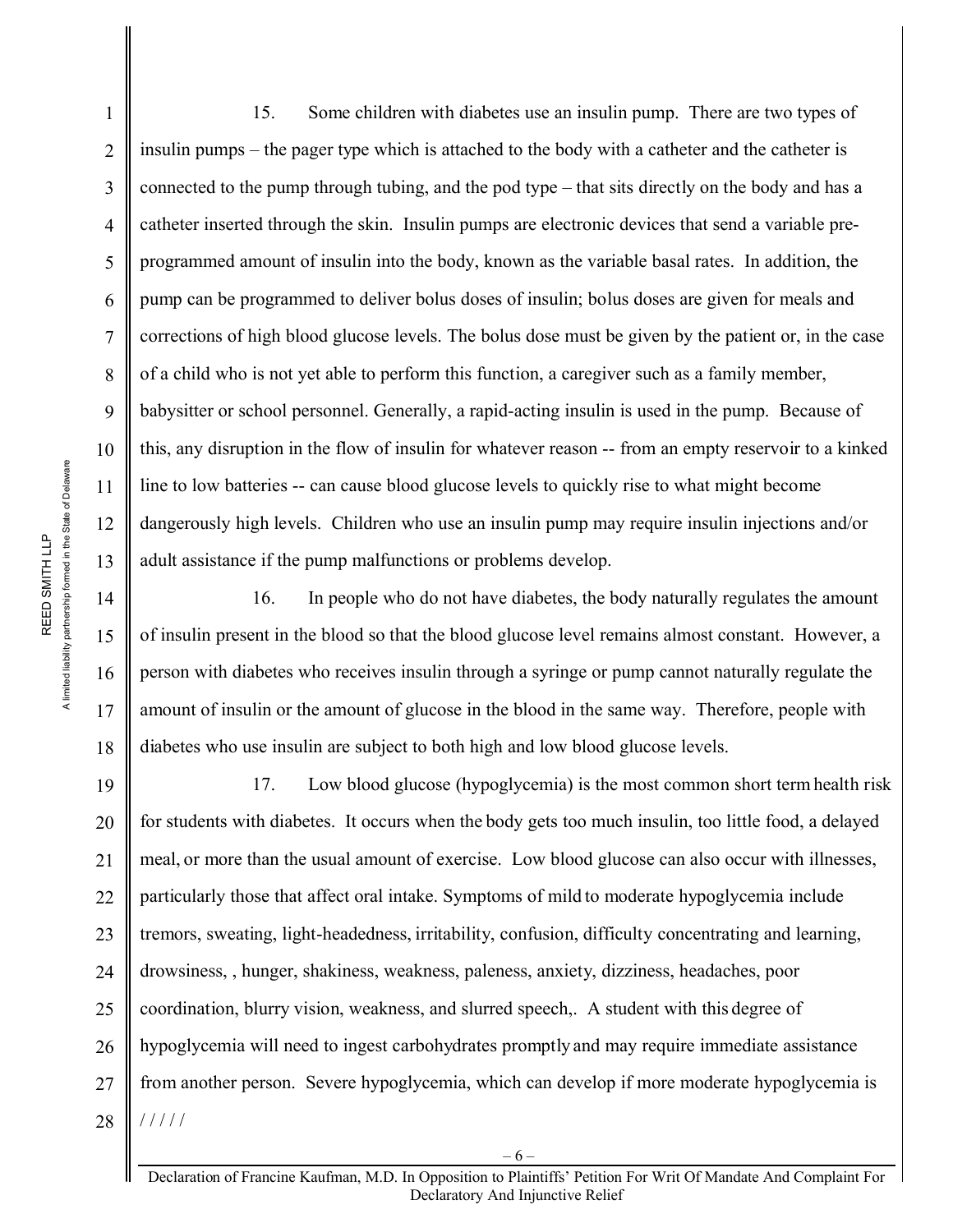15. Some children with diabetes use an insulin pump. There are two types of insulin pumps – the pager type which is attached to the body with a catheter and the catheter is connected to the pump through tubing, and the pod type – that sits directly on the body and has a catheter inserted through the skin. Insulin pumps are electronic devices that send a variable pre-programmed amount of insulin into the body, known as the variable basal rates. In addition, the pump can be programmed to deliver bolus doses of insulin; bolus doses are given for meals and corrections of high blood glucose levels. The bolus dose must be given by the patient or, in the case of a child who is not yet able to perform this function, a caregiver such as a family member, babysitter or school personnel. Generally, a rapid-acting insulin is used in the pump. Because of this, any disruption in the flow of insulin for whatever reason -- from an empty reservoir to a kinked line to low batteries -- can cause blood glucose levels to quickly rise to what might become dangerously high levels. Children who use an insulin pump may require insulin injections and/or adult assistance if the pump malfunctions or problems develop.

16. In people who do not have diabetes, the body naturally regulates the amount of insulin present in the blood so that the blood glucose level remains almost constant. However, a person with diabetes who receives insulin through a syringe or pump cannot naturally regulate the amount of insulin or the amount of glucose in the blood in the same way. Therefore, people with diabetes who use insulin are subject to both high and low blood glucose levels.

17. Low blood glucose (hypoglycemia) is the most common short term health risk for students with diabetes. It occurs when the body gets too much insulin, too little food, a delayed meal, or more than the usual amount of exercise. Low blood glucose can also occur with illnesses, particularly those that affect oral intake. Symptoms of mild to moderate hypoglycemia include tremors, sweating, light-headedness, irritability, confusion, difficulty concentrating and learning, drowsiness, , hunger, shakiness, weakness, paleness, anxiety, dizziness, headaches, poor coordination, blurry vision, weakness, and slurred speech,. A student with this degree of hypoglycemia will need to ingest carbohydrates promptly and may require immediate assistance from another person. Severe hypoglycemia, which can develop if more moderate hypoglycemia is

/ / / / /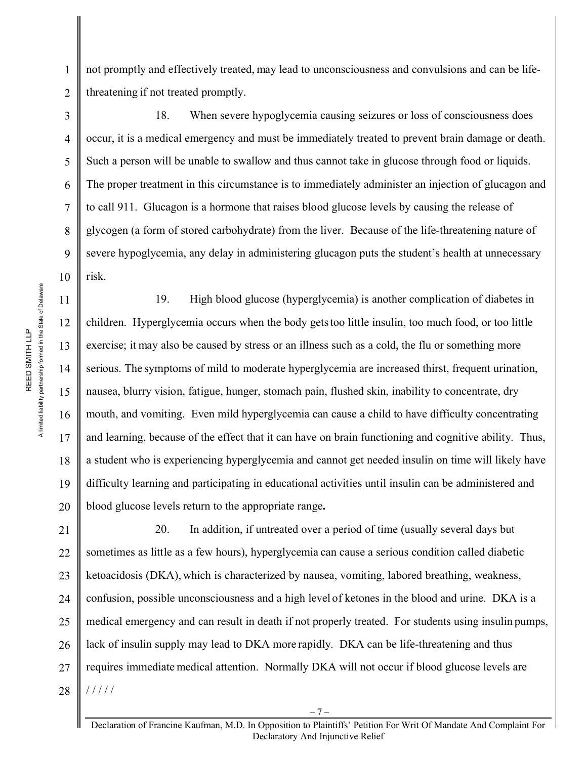not promptly and effectively treated, may lead to unconsciousness and convulsions and can be life-threatening if not treated promptly.

18. When severe hypoglycemia causing seizures or loss of consciousness does occur, it is a medical emergency and must be immediately treated to prevent brain damage or death. Such a person will be unable to swallow and thus cannot take in glucose through food or liquids. The proper treatment in this circumstance is to immediately administer an injection of glucagon and to call 911. Glucagon is a hormone that raises blood glucose levels by causing the release of glycogen (a form of stored carbohydrate) from the liver. Because of the life-threatening nature of severe hypoglycemia, any delay in administering glucagon puts the student's health at unnecessary risk.

19. High blood glucose (hyperglycemia) is another complication of diabetes in children. Hyperglycemia occurs when the body gets too little insulin, too much food, or too little exercise; it may also be caused by stress or an illness such as a cold, the flu or something more serious. The symptoms of mild to moderate hyperglycemia are increased thirst, frequent urination, nausea, blurry vision, fatigue, hunger, stomach pain, flushed skin, inability to concentrate, dry mouth, and vomiting. Even mild hyperglycemia can cause a child to have difficulty concentrating and learning, because of the effect that it can have on brain functioning and cognitive ability. Thus, a student who is experiencing hyperglycemia and cannot get needed insulin on time will likely have difficulty learning and participating in educational activities until insulin can be administered and blood glucose levels return to the appropriate range**.**

20. In addition, if untreated over a period of time (usually several days but sometimes as little as a few hours), hyperglycemia can cause a serious condition called diabetic ketoacidosis (DKA), which is characterized by nausea, vomiting, labored breathing, weakness, confusion, possible unconsciousness and a high level of ketones in the blood and urine. DKA is a medical emergency and can result in death if not properly treated. For students using insulin pumps, lack of insulin supply may lead to DKA more rapidly. DKA can be life-threatening and thus requires immediate medical attention. Normally DKA will not occur if blood glucose levels are

/ / / / /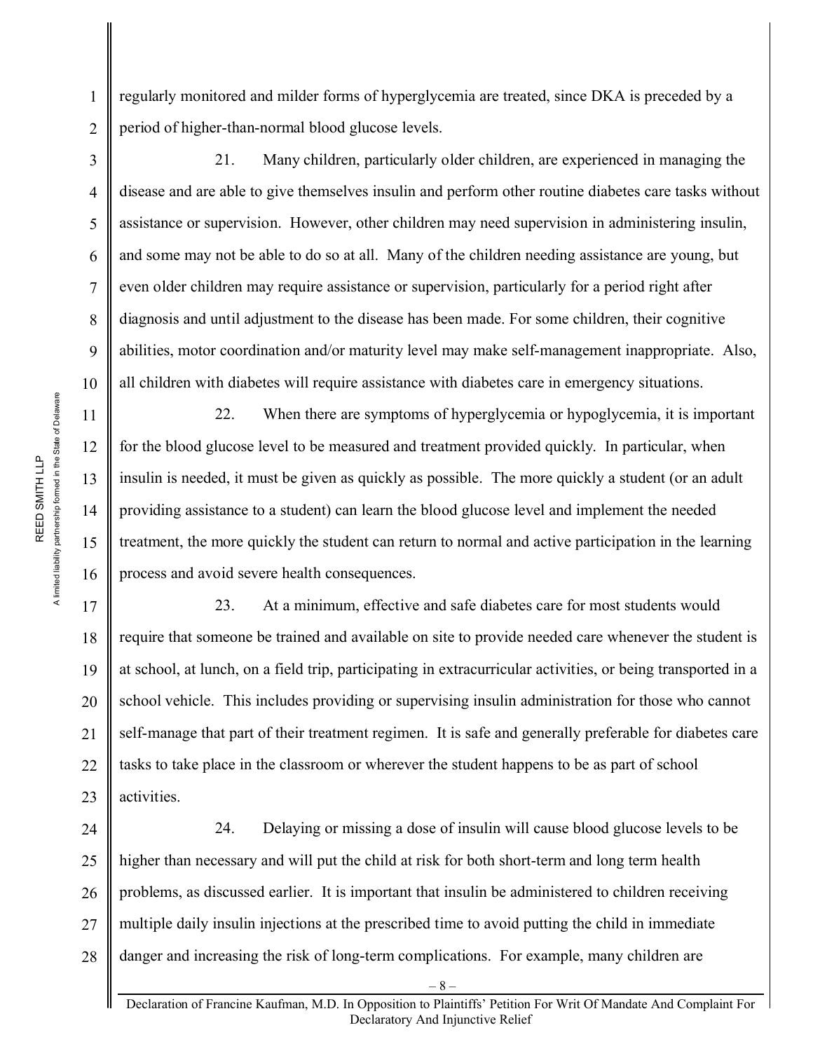regularly monitored and milder forms of hyperglycemia are treated, since DKA is preceded by a period of higher-than-normal blood glucose levels.

21. Many children, particularly older children, are experienced in managing the disease and are able to give themselves insulin and perform other routine diabetes care tasks without assistance or supervision. However, other children may need supervision in administering insulin, and some may not be able to do so at all. Many of the children needing assistance are young, but even older children may require assistance or supervision, particularly for a period right after diagnosis and until adjustment to the disease has been made. For some children, their cognitive abilities, motor coordination and/or maturity level may make self-management inappropriate. Also, all children with diabetes will require assistance with diabetes care in emergency situations.

22. When there are symptoms of hyperglycemia or hypoglycemia, it is important for the blood glucose level to be measured and treatment provided quickly. In particular, when insulin is needed, it must be given as quickly as possible. The more quickly a student (or an adult providing assistance to a student) can learn the blood glucose level and implement the needed treatment, the more quickly the student can return to normal and active participation in the learning process and avoid severe health consequences.

23. At a minimum, effective and safe diabetes care for most students would require that someone be trained and available on site to provide needed care whenever the student is at school, at lunch, on a field trip, participating in extracurricular activities, or being transported in a school vehicle. This includes providing or supervising insulin administration for those who cannot self-manage that part of their treatment regimen. It is safe and generally preferable for diabetes care tasks to take place in the classroom or wherever the student happens to be as part of school activities.

24. Delaying or missing a dose of insulin will cause blood glucose levels to be higher than necessary and will put the child at risk for both short-term and long term health problems, as discussed earlier. It is important that insulin be administered to children receiving multiple daily insulin injections at the prescribed time to avoid putting the child in immediate danger and increasing the risk of long-term complications. For example, many children are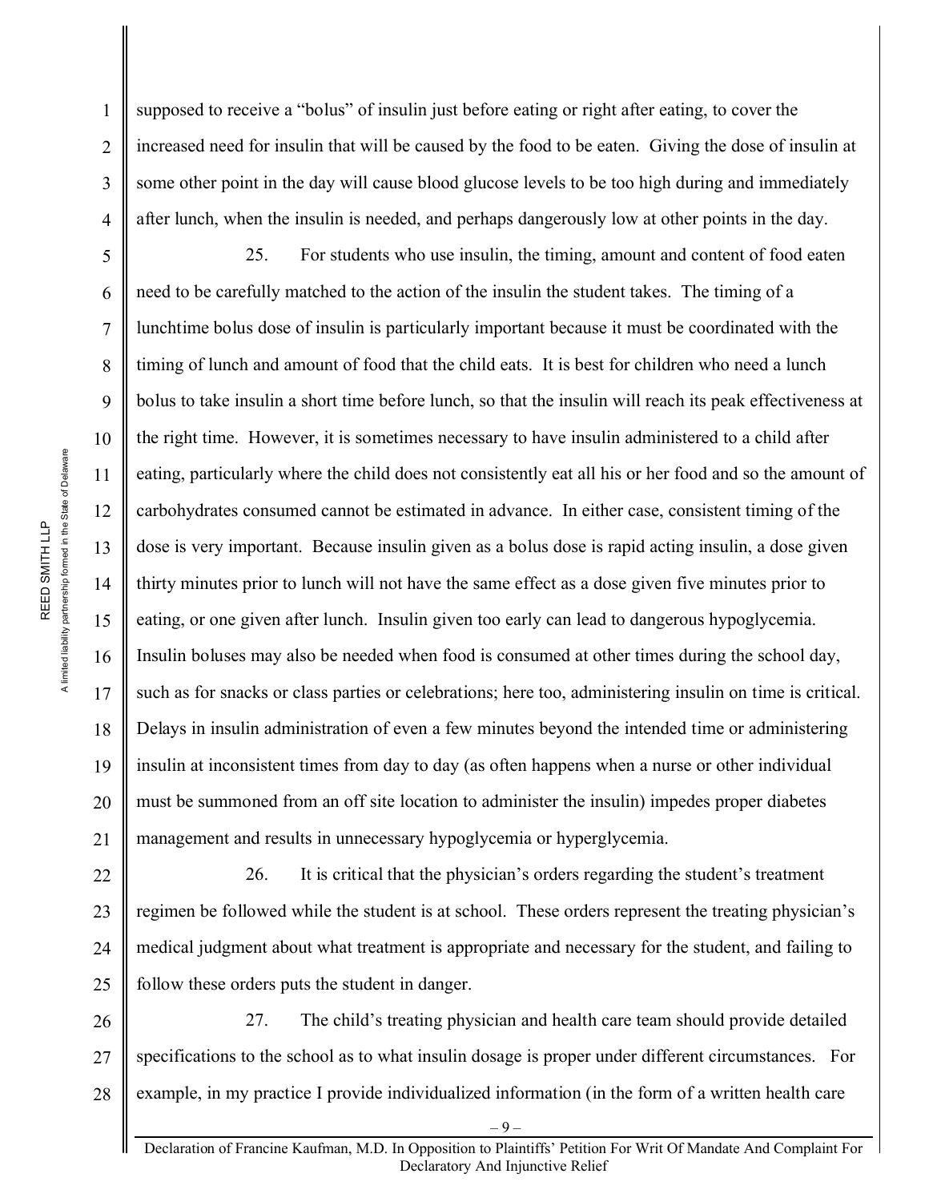supposed to receive a "bolus" of insulin just before eating or right after eating, to cover the increased need for insulin that will be caused by the food to be eaten. Giving the dose of insulin at some other point in the day will cause blood glucose levels to be too high during and immediately after lunch, when the insulin is needed, and perhaps dangerously low at other points in the day.

25. For students who use insulin, the timing, amount and content of food eaten need to be carefully matched to the action of the insulin the student takes. The timing of a lunchtime bolus dose of insulin is particularly important because it must be coordinated with the timing of lunch and amount of food that the child eats. It is best for children who need a lunch bolus to take insulin a short time before lunch, so that the insulin will reach its peak effectiveness at the right time. However, it is sometimes necessary to have insulin administered to a child after eating, particularly where the child does not consistently eat all his or her food and so the amount of carbohydrates consumed cannot be estimated in advance. In either case, consistent timing of the dose is very important. Because insulin given as a bolus dose is rapid acting insulin, a dose given thirty minutes prior to lunch will not have the same effect as a dose given five minutes prior to eating, or one given after lunch. Insulin given too early can lead to dangerous hypoglycemia. Insulin boluses may also be needed when food is consumed at other times during the school day, such as for snacks or class parties or celebrations; here too, administering insulin on time is critical. Delays in insulin administration of even a few minutes beyond the intended time or administering insulin at inconsistent times from day to day (as often happens when a nurse or other individual must be summoned from an off site location to administer the insulin) impedes proper diabetes management and results in unnecessary hypoglycemia or hyperglycemia.

26. It is critical that the physician's orders regarding the student's treatment regimen be followed while the student is at school. These orders represent the treating physician's medical judgment about what treatment is appropriate and necessary for the student, and failing to follow these orders puts the student in danger.

27. The child's treating physician and health care team should provide detailed specifications to the school as to what insulin dosage is proper under different circumstances. For example, in my practice I provide individualized information (in the form of a written health care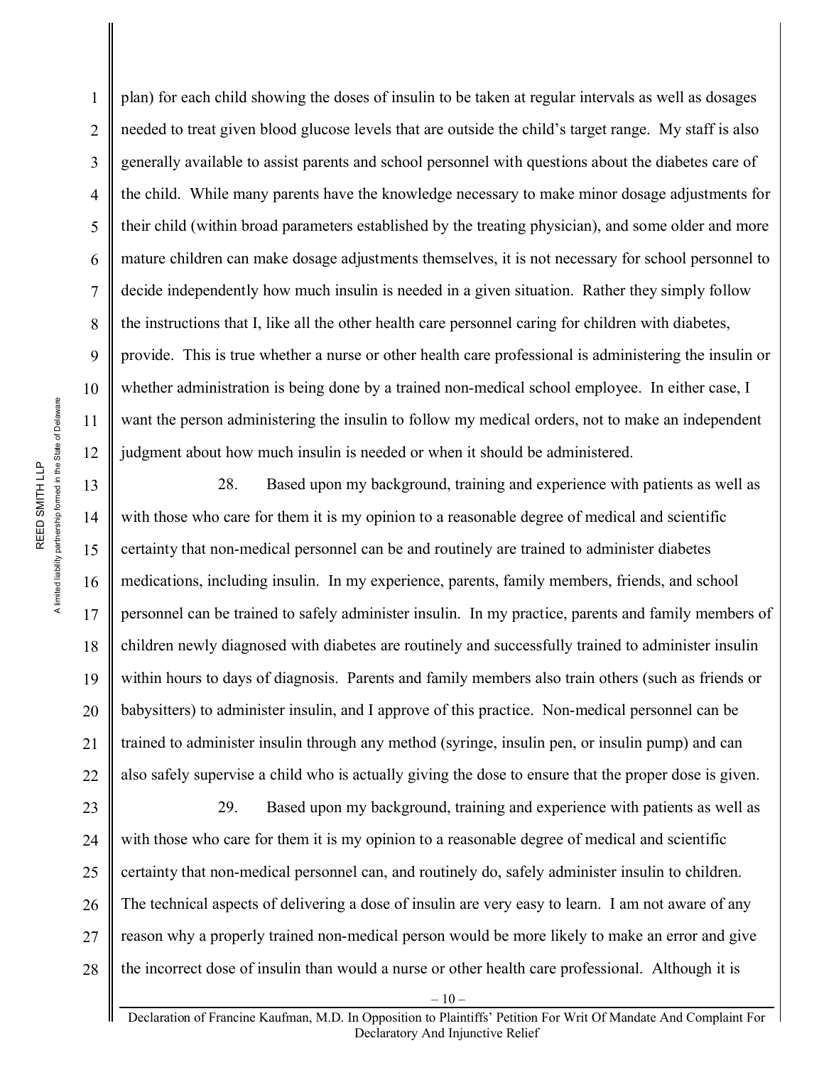plan) for each child showing the doses of insulin to be taken at regular intervals as well as dosages needed to treat given blood glucose levels that are outside the child's target range. My staff is also generally available to assist parents and school personnel with questions about the diabetes care of the child. While many parents have the knowledge necessary to make minor dosage adjustments for their child (within broad parameters established by the treating physician), and some older and more mature children can make dosage adjustments themselves, it is not necessary for school personnel to decide independently how much insulin is needed in a given situation. Rather they simply follow the instructions that I, like all the other health care personnel caring for children with diabetes, provide. This is true whether a nurse or other health care professional is administering the insulin or whether administration is being done by a trained non-medical school employee. In either case, I want the person administering the insulin to follow my medical orders, not to make an independent judgment about how much insulin is needed or when it should be administered.

28. Based upon my background, training and experience with patients as well as with those who care for them it is my opinion to a reasonable degree of medical and scientific certainty that non-medical personnel can be and routinely are trained to administer diabetes medications, including insulin. In my experience, parents, family members, friends, and school personnel can be trained to safely administer insulin. In my practice, parents and family members of children newly diagnosed with diabetes are routinely and successfully trained to administer insulin within hours to days of diagnosis. Parents and family members also train others (such as friends or babysitters) to administer insulin, and I approve of this practice. Non-medical personnel can be trained to administer insulin through any method (syringe, insulin pen, or insulin pump) and can also safely supervise a child who is actually giving the dose to ensure that the proper dose is given.

29. Based upon my background, training and experience with patients as well as with those who care for them it is my opinion to a reasonable degree of medical and scientific certainty that non-medical personnel can, and routinely do, safely administer insulin to children. The technical aspects of delivering a dose of insulin are very easy to learn. I am not aware of any reason why a properly trained non-medical person would be more likely to make an error and give the incorrect dose of insulin than would a nurse or other health care professional. Although it is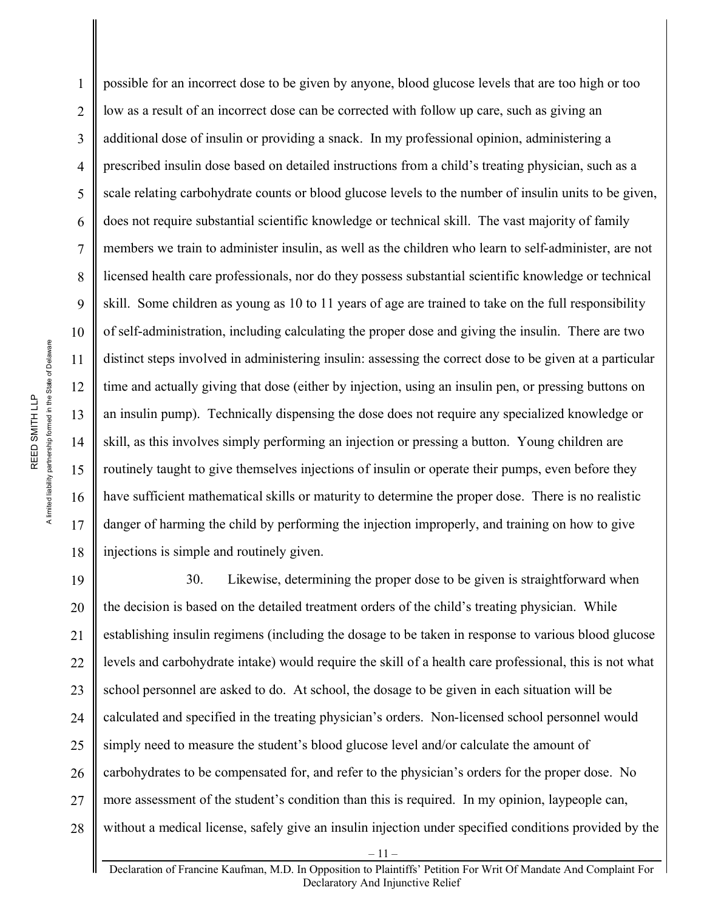possible for an incorrect dose to be given by anyone, blood glucose levels that are too high or too low as a result of an incorrect dose can be corrected with follow up care, such as giving an additional dose of insulin or providing a snack. In my professional opinion, administering a prescribed insulin dose based on detailed instructions from a child's treating physician, such as a scale relating carbohydrate counts or blood glucose levels to the number of insulin units to be given, does not require substantial scientific knowledge or technical skill. The vast majority of family members we train to administer insulin, as well as the children who learn to self-administer, are not licensed health care professionals, nor do they possess substantial scientific knowledge or technical skill. Some children as young as 10 to 11 years of age are trained to take on the full responsibility of self-administration, including calculating the proper dose and giving the insulin. There are two distinct steps involved in administering insulin: assessing the correct dose to be given at a particular time and actually giving that dose (either by injection, using an insulin pen, or pressing buttons on an insulin pump). Technically dispensing the dose does not require any specialized knowledge or skill, as this involves simply performing an injection or pressing a button. Young children are routinely taught to give themselves injections of insulin or operate their pumps, even before they have sufficient mathematical skills or maturity to determine the proper dose. There is no realistic danger of harming the child by performing the injection improperly, and training on how to give injections is simple and routinely given.

30. Likewise, determining the proper dose to be given is straightforward when the decision is based on the detailed treatment orders of the child's treating physician. While establishing insulin regimens (including the dosage to be taken in response to various blood glucose levels and carbohydrate intake) would require the skill of a health care professional, this is not what school personnel are asked to do. At school, the dosage to be given in each situation will be calculated and specified in the treating physician's orders. Non-licensed school personnel would simply need to measure the student's blood glucose level and/or calculate the amount of carbohydrates to be compensated for, and refer to the physician's orders for the proper dose. No more assessment of the student's condition than this is required. In my opinion, laypeople can, without a medical license, safely give an insulin injection under specified conditions provided by the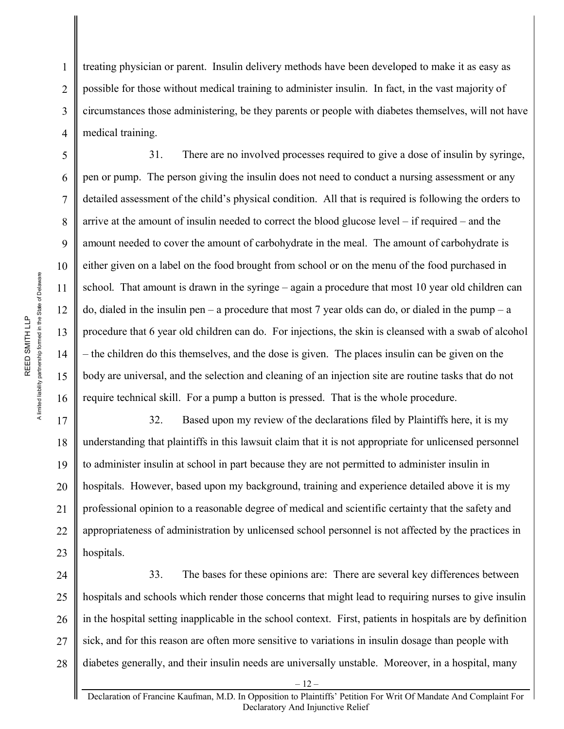treating physician or parent. Insulin delivery methods have been developed to make it as easy as possible for those without medical training to administer insulin. In fact, in the vast majority of circumstances those administering, be they parents or people with diabetes themselves, will not have medical training.

31. There are no involved processes required to give a dose of insulin by syringe, pen or pump. The person giving the insulin does not need to conduct a nursing assessment or any detailed assessment of the child's physical condition. All that is required is following the orders to arrive at the amount of insulin needed to correct the blood glucose level – if required – and the amount needed to cover the amount of carbohydrate in the meal. The amount of carbohydrate is either given on a label on the food brought from school or on the menu of the food purchased in school. That amount is drawn in the syringe – again a procedure that most 10 year old children can do, dialed in the insulin pen – a procedure that most 7 year olds can do, or dialed in the pump – a procedure that 6 year old children can do. For injections, the skin is cleansed with a swab of alcohol – the children do this themselves, and the dose is given. The places insulin can be given on the body are universal, and the selection and cleaning of an injection site are routine tasks that do not require technical skill. For a pump a button is pressed. That is the whole procedure.

32. Based upon my review of the declarations filed by Plaintiffs here, it is my understanding that plaintiffs in this lawsuit claim that it is not appropriate for unlicensed personnel to administer insulin at school in part because they are not permitted to administer insulin in hospitals. However, based upon my background, training and experience detailed above it is my professional opinion to a reasonable degree of medical and scientific certainty that the safety and appropriateness of administration by unlicensed school personnel is not affected by the practices in hospitals.

33. The bases for these opinions are: There are several key differences between hospitals and schools which render those concerns that might lead to requiring nurses to give insulin in the hospital setting inapplicable in the school context. First, patients in hospitals are by definition sick, and for this reason are often more sensitive to variations in insulin dosage than people with diabetes generally, and their insulin needs are universally unstable. Moreover, in a hospital, many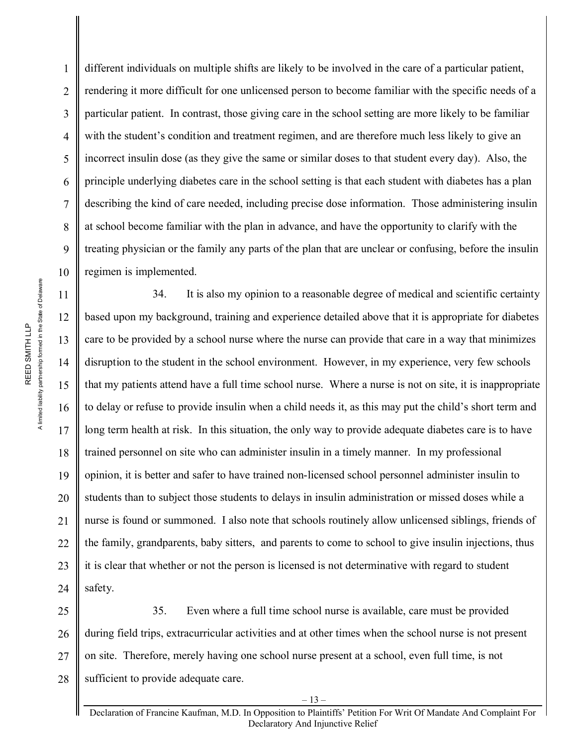different individuals on multiple shifts are likely to be involved in the care of a particular patient, rendering it more difficult for one unlicensed person to become familiar with the specific needs of a particular patient. In contrast, those giving care in the school setting are more likely to be familiar with the student's condition and treatment regimen, and are therefore much less likely to give an incorrect insulin dose (as they give the same or similar doses to that student every day). Also, the principle underlying diabetes care in the school setting is that each student with diabetes has a plan describing the kind of care needed, including precise dose information. Those administering insulin at school become familiar with the plan in advance, and have the opportunity to clarify with the treating physician or the family any parts of the plan that are unclear or confusing, before the insulin regimen is implemented.

34. It is also my opinion to a reasonable degree of medical and scientific certainty based upon my background, training and experience detailed above that it is appropriate for diabetes care to be provided by a school nurse where the nurse can provide that care in a way that minimizes disruption to the student in the school environment. However, in my experience, very few schools that my patients attend have a full time school nurse. Where a nurse is not on site, it is inappropriate to delay or refuse to provide insulin when a child needs it, as this may put the child's short term and long term health at risk. In this situation, the only way to provide adequate diabetes care is to have trained personnel on site who can administer insulin in a timely manner. In my professional opinion, it is better and safer to have trained non-licensed school personnel administer insulin to students than to subject those students to delays in insulin administration or missed doses while a nurse is found or summoned. I also note that schools routinely allow unlicensed siblings, friends of the family, grandparents, baby sitters, and parents to come to school to give insulin injections, thus it is clear that whether or not the person is licensed is not determinative with regard to student safety.

35. Even where a full time school nurse is available, care must be provided during field trips, extracurricular activities and at other times when the school nurse is not present on site. Therefore, merely having one school nurse present at a school, even full time, is not sufficient to provide adequate care.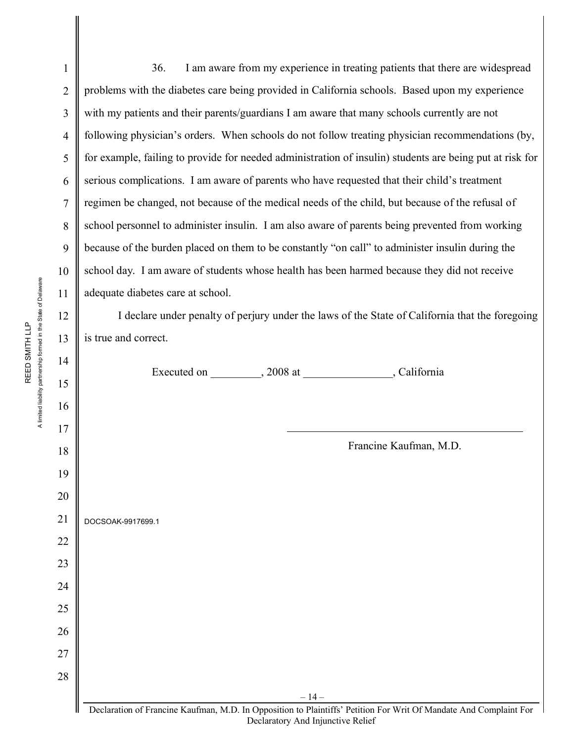36. I am aware from my experience in treating patients that there are widespread problems with the diabetes care being provided in California schools. Based upon my experience with my patients and their parents/guardians I am aware that many schools currently are not following physician's orders. When schools do not follow treating physician recommendations (by, for example, failing to provide for needed administration of insulin) students are being put at risk for serious complications. I am aware of parents who have requested that their child's treatment regimen be changed, not because of the medical needs of the child, but because of the refusal of school personnel to administer insulin. I am also aware of parents being prevented from working because of the burden placed on them to be constantly "on call" to administer insulin during the school day. I am aware of students whose health has been harmed because they did not receive adequate diabetes care at school.

I declare under penalty of perjury under the laws of the State of California that the foregoing is true and correct.

Executed on _________, 2008 at ________________, California

_____________________________________________

Francine Kaufman, M.D.

DOCSOAK-9917699.1